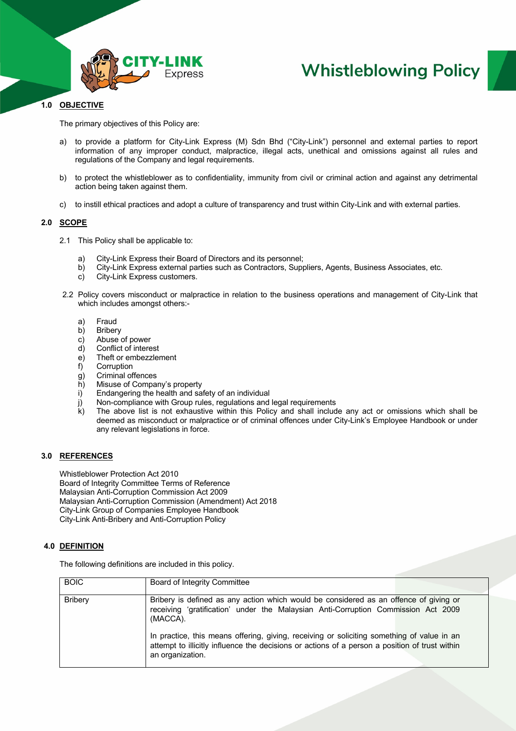# Whistleblowing Policy

## 1.0 OBJECTIVE

The primary objectives of this Policy are:

a) to provide a platform for City-Link Express (M) Sdn Bhd ("City-Link") personnel and external parties to report information of any improper conduct, malpractice, illegal acts, unethical and omissions against all rules and regulations of the Company and legal requirements.

b) to protect the whistleblower as to confidentiality, immunity from civil or criminal action and against any detrimental action being taken against them.

c) to instill ethical practices and adopt a culture of transparency and trust within City-Link and with external parties.

## 2.0 SCOPE

2.1 This Policy shall be applicable to:

a) City-Link Express their Board of Directors and its personnel;
b) City-Link Express external parties such as Contractors, Suppliers, Agents, Business Associates, etc.
c) City-Link Express customers.

2.2 Policy covers misconduct or malpractice in relation to the business operations and management of City-Link that which includes amongst others:-

a) Fraud
b) Bribery
c) Abuse of power
d) Conflict of interest
e) Theft or embezzlement
f) Corruption
g) Criminal offences
h) Misuse of Company's property
i) Endangering the health and safety of an individual
j) Non-compliance with Group rules, regulations and legal requirements
k) The above list is not exhaustive within this Policy and shall include any act or omissions which shall be deemed as misconduct or malpractice or of criminal offences under City-Link's Employee Handbook or under any relevant legislations in force.

## 3.0 REFERENCES

Whistleblower Protection Act 2010
Board of Integrity Committee Terms of Reference
Malaysian Anti-Corruption Commission Act 2009
Malaysian Anti-Corruption Commission (Amendment) Act 2018
City-Link Group of Companies Employee Handbook
City-Link Anti-Bribery and Anti-Corruption Policy

## 4.0 DEFINITION

The following definitions are included in this policy.

| | |
|---|---|
| BOIC | Board of Integrity Committee |
| Bribery | Bribery is defined as any action which would be considered as an offence of giving or receiving 'gratification' under the Malaysian Anti-Corruption Commission Act 2009 (MACCA).<br><br>In practice, this means offering, giving, receiving or soliciting something of value in an attempt to illicitly influence the decisions or actions of a person a position of trust within an organization. |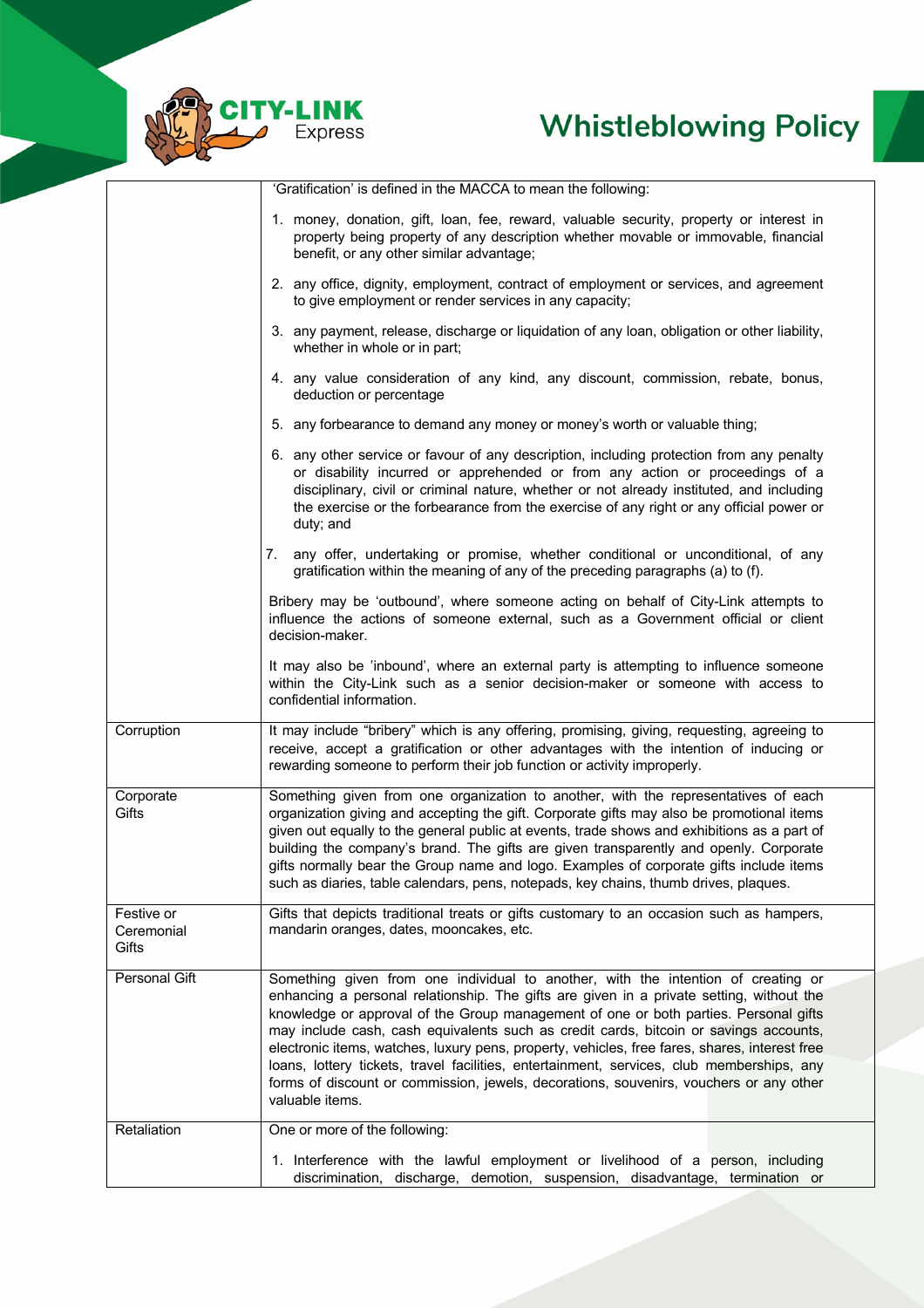| | |
|---|---|
| | 'Gratification' is defined in the MACCA to mean the following:<br><br>1. money, donation, gift, loan, fee, reward, valuable security, property or interest in property being property of any description whether movable or immovable, financial benefit, or any other similar advantage;<br>2. any office, dignity, employment, contract of employment or services, and agreement to give employment or render services in any capacity;<br>3. any payment, release, discharge or liquidation of any loan, obligation or other liability, whether in whole or in part;<br>4. any value consideration of any kind, any discount, commission, rebate, bonus, deduction or percentage<br>5. any forbearance to demand any money or money's worth or valuable thing;<br>6. any other service or favour of any description, including protection from any penalty or disability incurred or apprehended or from any action or proceedings of a disciplinary, civil or criminal nature, whether or not already instituted, and including the exercise or the forbearance from the exercise of any right or any official power or duty; and<br>7. any offer, undertaking or promise, whether conditional or unconditional, of any gratification within the meaning of any of the preceding paragraphs (a) to (f).<br><br>Bribery may be 'outbound', where someone acting on behalf of City-Link attempts to influence the actions of someone external, such as a Government official or client decision-maker.<br><br>It may also be 'inbound', where an external party is attempting to influence someone within the City-Link such as a senior decision-maker or someone with access to confidential information. |
| Corruption | It may include "bribery" which is any offering, promising, giving, requesting, agreeing to receive, accept a gratification or other advantages with the intention of inducing or rewarding someone to perform their job function or activity improperly. |
| Corporate Gifts | Something given from one organization to another, with the representatives of each organization giving and accepting the gift. Corporate gifts may also be promotional items given out equally to the general public at events, trade shows and exhibitions as a part of building the company's brand. The gifts are given transparently and openly. Corporate gifts normally bear the Group name and logo. Examples of corporate gifts include items such as diaries, table calendars, pens, notepads, key chains, thumb drives, plaques. |
| Festive or Ceremonial Gifts | Gifts that depicts traditional treats or gifts customary to an occasion such as hampers, mandarin oranges, dates, mooncakes, etc. |
| Personal Gift | Something given from one individual to another, with the intention of creating or enhancing a personal relationship. The gifts are given in a private setting, without the knowledge or approval of the Group management of one or both parties. Personal gifts may include cash, cash equivalents such as credit cards, bitcoin or savings accounts, electronic items, watches, luxury pens, property, vehicles, free fares, shares, interest free loans, lottery tickets, travel facilities, entertainment, services, club memberships, any forms of discount or commission, jewels, decorations, souvenirs, vouchers or any other valuable items. |
| Retaliation | One or more of the following:<br><br>1. Interference with the lawful employment or livelihood of a person, including discrimination, discharge, demotion, suspension, disadvantage, termination or |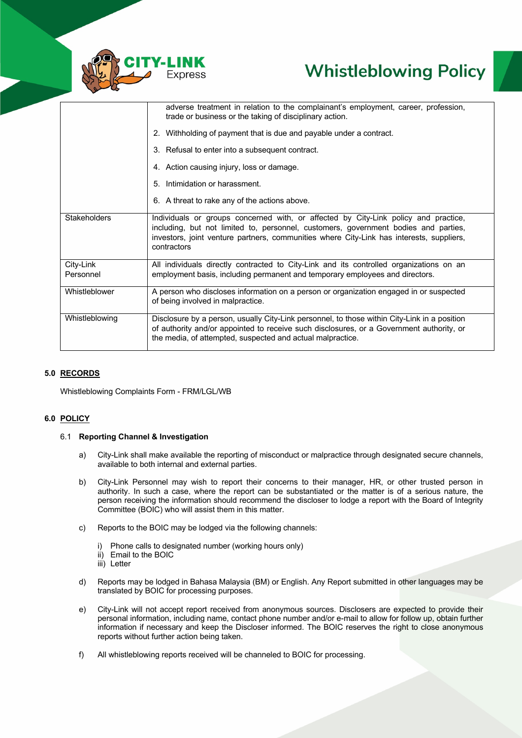| | |
|---|---|
| | adverse treatment in relation to the complainant's employment, career, profession, trade or business or the taking of disciplinary action.<br>2. Withholding of payment that is due and payable under a contract.<br>3. Refusal to enter into a subsequent contract.<br>4. Action causing injury, loss or damage.<br>5. Intimidation or harassment.<br>6. A threat to rake any of the actions above. |
| Stakeholders | Individuals or groups concerned with, or affected by City-Link policy and practice, including, but not limited to, personnel, customers, government bodies and parties, investors, joint venture partners, communities where City-Link has interests, suppliers, contractors |
| City-Link Personnel | All individuals directly contracted to City-Link and its controlled organizations on an employment basis, including permanent and temporary employees and directors. |
| Whistleblower | A person who discloses information on a person or organization engaged in or suspected of being involved in malpractice. |
| Whistleblowing | Disclosure by a person, usually City-Link personnel, to those within City-Link in a position of authority and/or appointed to receive such disclosures, or a Government authority, or the media, of attempted, suspected and actual malpractice. |

## 5.0 RECORDS

Whistleblowing Complaints Form - FRM/LGL/WB

## 6.0 POLICY

### 6.1 Reporting Channel & Investigation

a) City-Link shall make available the reporting of misconduct or malpractice through designated secure channels, available to both internal and external parties.

b) City-Link Personnel may wish to report their concerns to their manager, HR, or other trusted person in authority. In such a case, where the report can be substantiated or the matter is of a serious nature, the person receiving the information should recommend the discloser to lodge a report with the Board of Integrity Committee (BOIC) who will assist them in this matter.

c) Reports to the BOIC may be lodged via the following channels:

   i) Phone calls to designated number (working hours only)
   ii) Email to the BOIC
   iii) Letter

d) Reports may be lodged in Bahasa Malaysia (BM) or English. Any Report submitted in other languages may be translated by BOIC for processing purposes.

e) City-Link will not accept report received from anonymous sources. Disclosers are expected to provide their personal information, including name, contact phone number and/or e-mail to allow for follow up, obtain further information if necessary and keep the Discloser informed. The BOIC reserves the right to close anonymous reports without further action being taken.

f) All whistleblowing reports received will be channeled to BOIC for processing.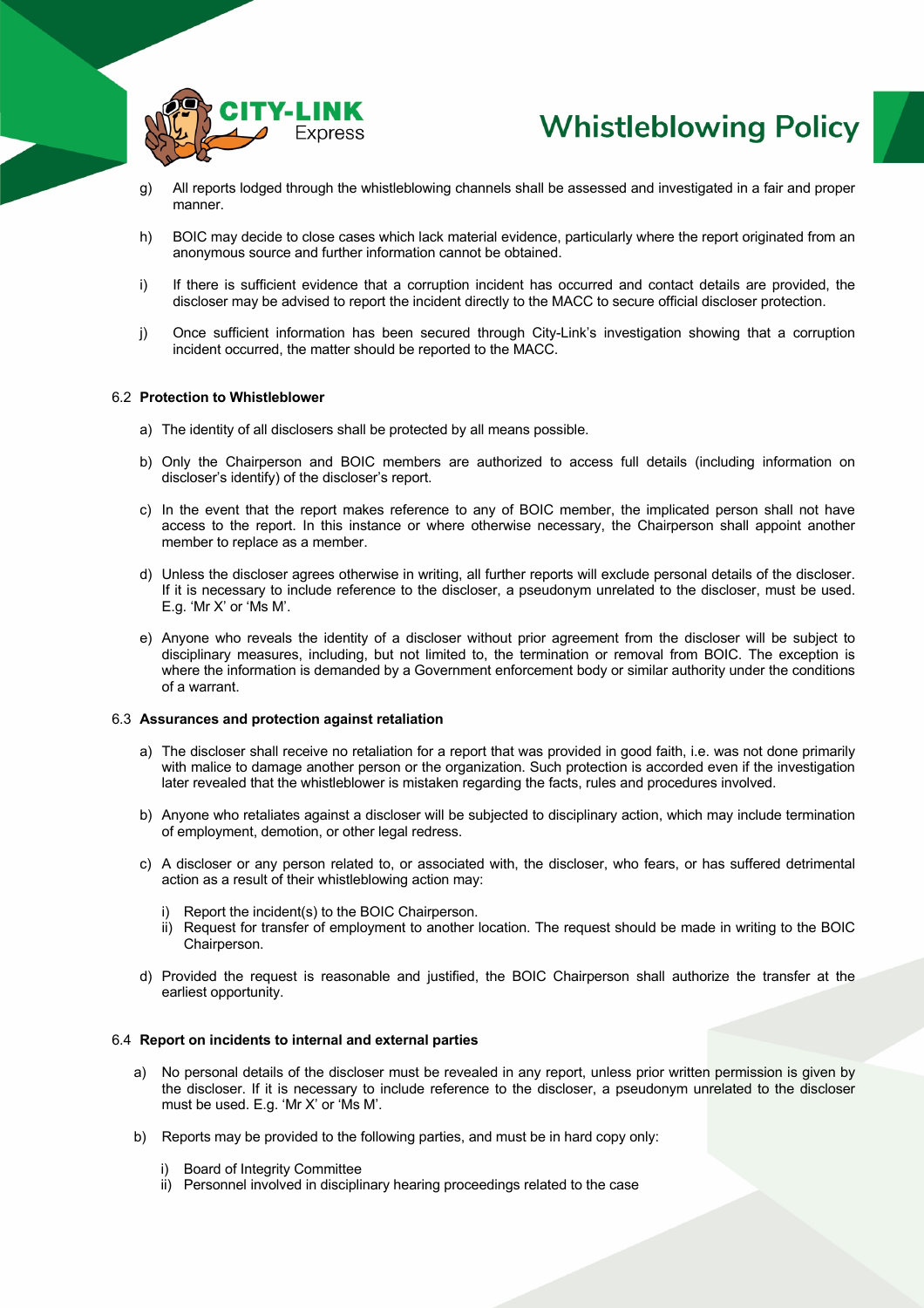g) All reports lodged through the whistleblowing channels shall be assessed and investigated in a fair and proper manner.

h) BOIC may decide to close cases which lack material evidence, particularly where the report originated from an anonymous source and further information cannot be obtained.

i) If there is sufficient evidence that a corruption incident has occurred and contact details are provided, the discloser may be advised to report the incident directly to the MACC to secure official discloser protection.

j) Once sufficient information has been secured through City-Link's investigation showing that a corruption incident occurred, the matter should be reported to the MACC.

6.2 **Protection to Whistleblower**

a) The identity of all disclosers shall be protected by all means possible.

b) Only the Chairperson and BOIC members are authorized to access full details (including information on discloser's identify) of the discloser's report.

c) In the event that the report makes reference to any of BOIC member, the implicated person shall not have access to the report. In this instance or where otherwise necessary, the Chairperson shall appoint another member to replace as a member.

d) Unless the discloser agrees otherwise in writing, all further reports will exclude personal details of the discloser. If it is necessary to include reference to the discloser, a pseudonym unrelated to the discloser, must be used. E.g. 'Mr X' or 'Ms M'.

e) Anyone who reveals the identity of a discloser without prior agreement from the discloser will be subject to disciplinary measures, including, but not limited to, the termination or removal from BOIC. The exception is where the information is demanded by a Government enforcement body or similar authority under the conditions of a warrant.

6.3 **Assurances and protection against retaliation**

a) The discloser shall receive no retaliation for a report that was provided in good faith, i.e. was not done primarily with malice to damage another person or the organization. Such protection is accorded even if the investigation later revealed that the whistleblower is mistaken regarding the facts, rules and procedures involved.

b) Anyone who retaliates against a discloser will be subjected to disciplinary action, which may include termination of employment, demotion, or other legal redress.

c) A discloser or any person related to, or associated with, the discloser, who fears, or has suffered detrimental action as a result of their whistleblowing action may:

   i) Report the incident(s) to the BOIC Chairperson.
   ii) Request for transfer of employment to another location. The request should be made in writing to the BOIC Chairperson.

d) Provided the request is reasonable and justified, the BOIC Chairperson shall authorize the transfer at the earliest opportunity.

6.4 **Report on incidents to internal and external parties**

a) No personal details of the discloser must be revealed in any report, unless prior written permission is given by the discloser. If it is necessary to include reference to the discloser, a pseudonym unrelated to the discloser must be used. E.g. 'Mr X' or 'Ms M'.

b) Reports may be provided to the following parties, and must be in hard copy only:

   i) Board of Integrity Committee
   ii) Personnel involved in disciplinary hearing proceedings related to the case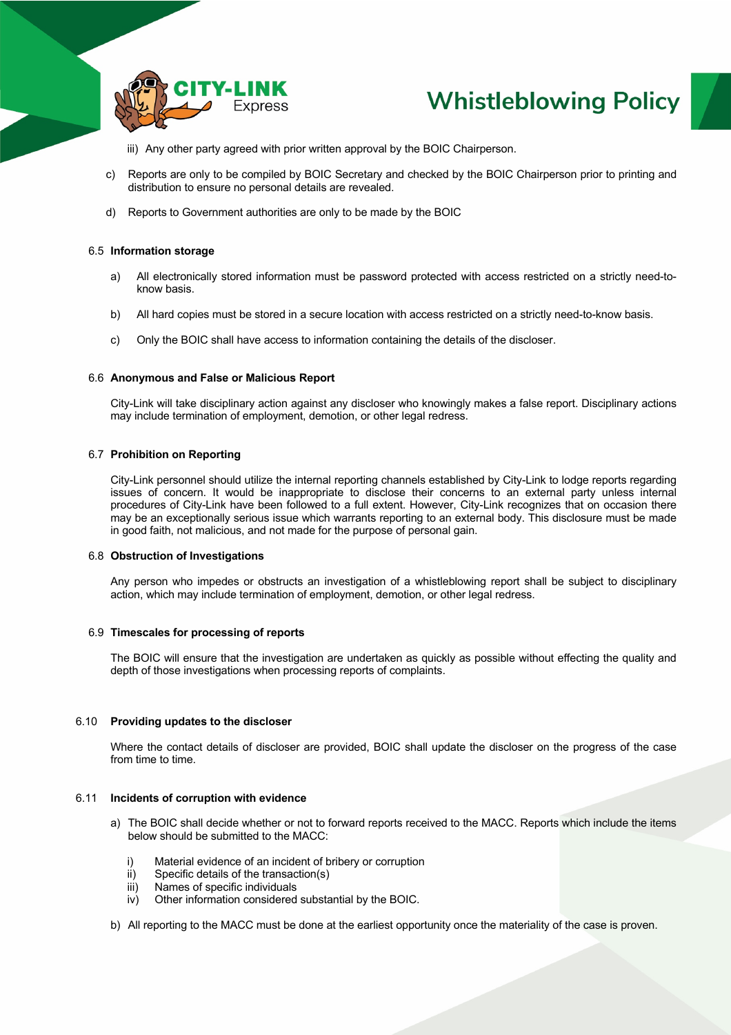iii) Any other party agreed with prior written approval by the BOIC Chairperson.

c) Reports are only to be compiled by BOIC Secretary and checked by the BOIC Chairperson prior to printing and distribution to ensure no personal details are revealed.

d) Reports to Government authorities are only to be made by the BOIC

6.5 **Information storage**

a) All electronically stored information must be password protected with access restricted on a strictly need-to-know basis.

b) All hard copies must be stored in a secure location with access restricted on a strictly need-to-know basis.

c) Only the BOIC shall have access to information containing the details of the discloser.

6.6 **Anonymous and False or Malicious Report**

City-Link will take disciplinary action against any discloser who knowingly makes a false report. Disciplinary actions may include termination of employment, demotion, or other legal redress.

6.7 **Prohibition on Reporting**

City-Link personnel should utilize the internal reporting channels established by City-Link to lodge reports regarding issues of concern. It would be inappropriate to disclose their concerns to an external party unless internal procedures of City-Link have been followed to a full extent. However, City-Link recognizes that on occasion there may be an exceptionally serious issue which warrants reporting to an external body. This disclosure must be made in good faith, not malicious, and not made for the purpose of personal gain.

6.8 **Obstruction of Investigations**

Any person who impedes or obstructs an investigation of a whistleblowing report shall be subject to disciplinary action, which may include termination of employment, demotion, or other legal redress.

6.9 **Timescales for processing of reports**

The BOIC will ensure that the investigation are undertaken as quickly as possible without effecting the quality and depth of those investigations when processing reports of complaints.

6.10 **Providing updates to the discloser**

Where the contact details of discloser are provided, BOIC shall update the discloser on the progress of the case from time to time.

6.11 **Incidents of corruption with evidence**

a) The BOIC shall decide whether or not to forward reports received to the MACC. Reports which include the items below should be submitted to the MACC:

i) Material evidence of an incident of bribery or corruption
ii) Specific details of the transaction(s)
iii) Names of specific individuals
iv) Other information considered substantial by the BOIC.

b) All reporting to the MACC must be done at the earliest opportunity once the materiality of the case is proven.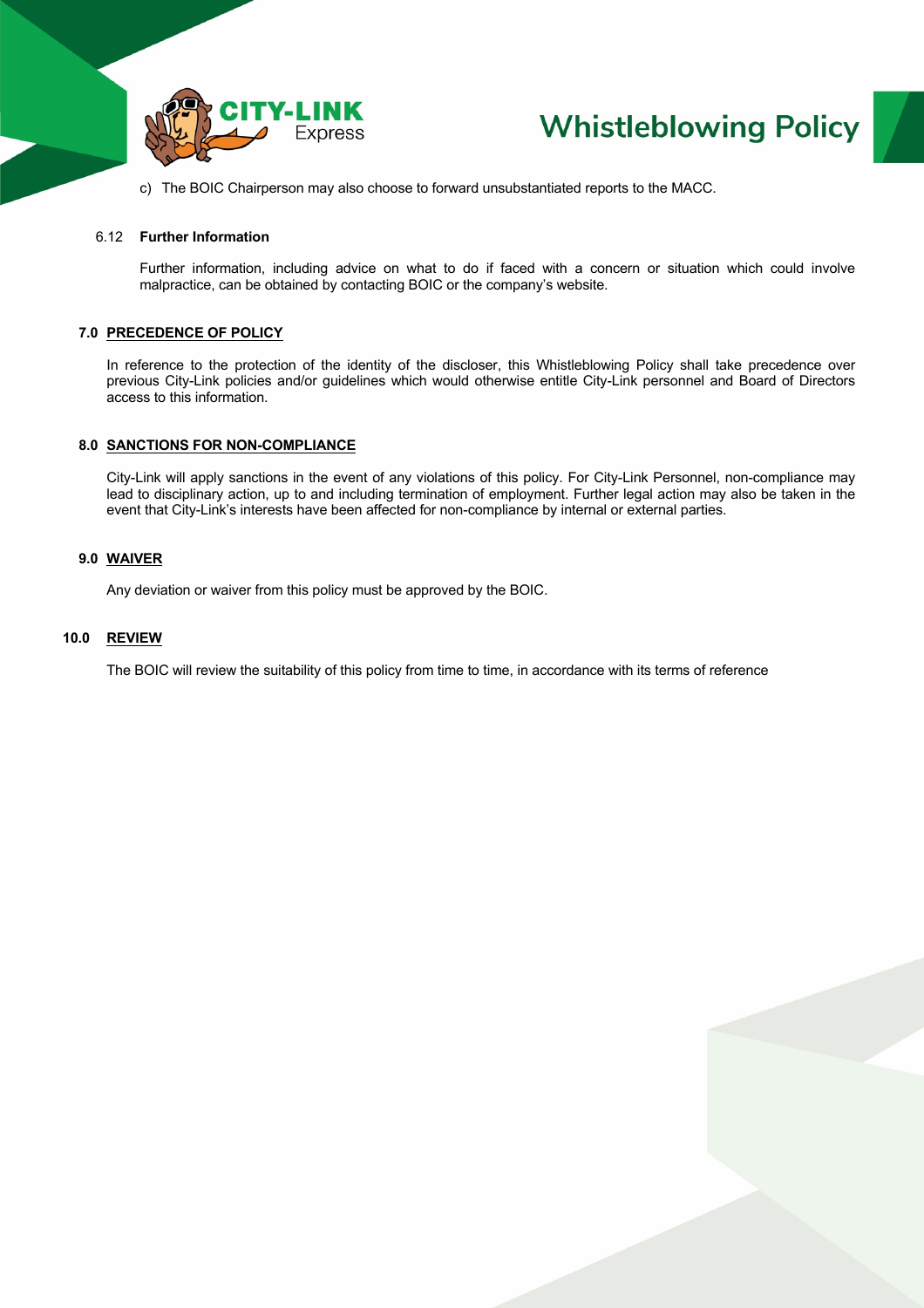c) The BOIC Chairperson may also choose to forward unsubstantiated reports to the MACC.

### 6.12 Further Information

Further information, including advice on what to do if faced with a concern or situation which could involve malpractice, can be obtained by contacting BOIC or the company's website.

## 7.0 PRECEDENCE OF POLICY

In reference to the protection of the identity of the discloser, this Whistleblowing Policy shall take precedence over previous City-Link policies and/or guidelines which would otherwise entitle City-Link personnel and Board of Directors access to this information.

## 8.0 SANCTIONS FOR NON-COMPLIANCE

City-Link will apply sanctions in the event of any violations of this policy. For City-Link Personnel, non-compliance may lead to disciplinary action, up to and including termination of employment. Further legal action may also be taken in the event that City-Link's interests have been affected for non-compliance by internal or external parties.

## 9.0 WAIVER

Any deviation or waiver from this policy must be approved by the BOIC.

## 10.0 REVIEW

The BOIC will review the suitability of this policy from time to time, in accordance with its terms of reference